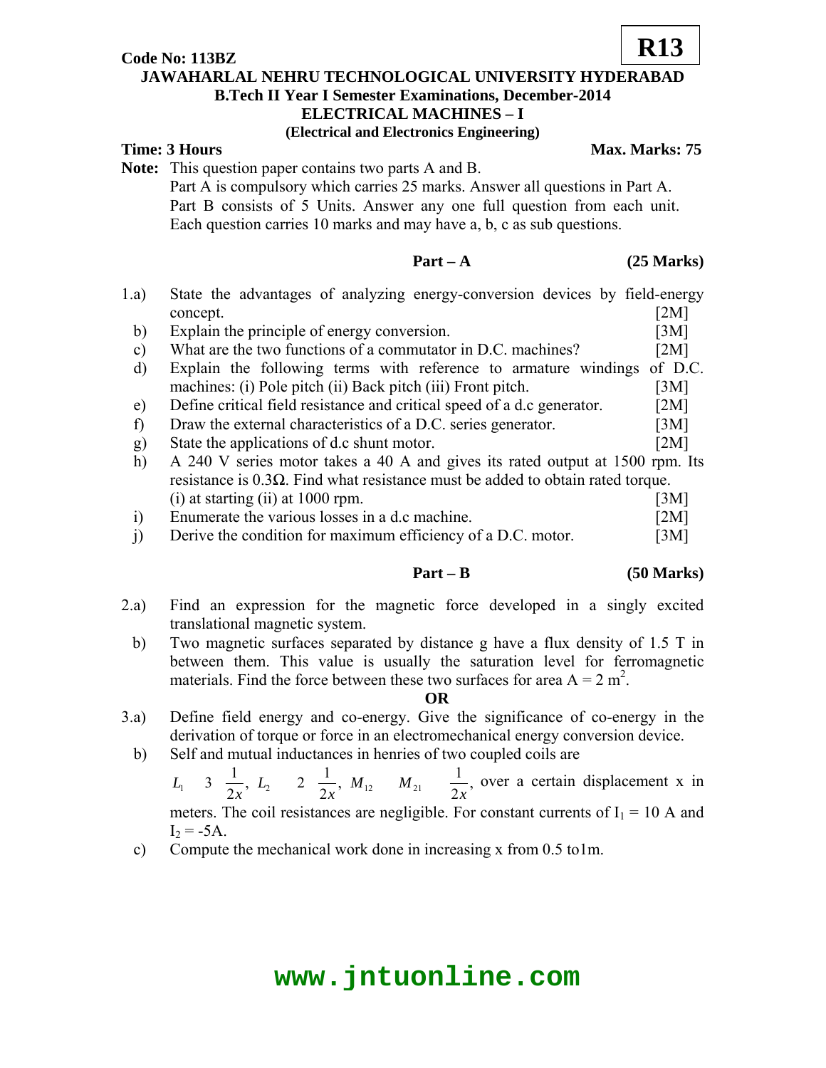**Code No: 113BZ** **R13**

# JAWAHARLAL NEHRU TECHNOLOGICAL UNIVERSITY HYDERABAD

## B.Tech II Year I Semester Examinations, December-2014

## ELECTRICAL MACHINES – I

**(Electrical and Electronics Engineering)**

**Time: 3 Hours** **Max. Marks: 75**

**Note:** This question paper contains two parts A and B.
Part A is compulsory which carries 25 marks. Answer all questions in Part A.
Part B consists of 5 Units. Answer any one full question from each unit. Each question carries 10 marks and may have a, b, c as sub questions.

### Part – A (25 Marks)

1.a) State the advantages of analyzing energy-conversion devices by field-energy concept. [2M]

b) Explain the principle of energy conversion. [3M]

c) What are the two functions of a commutator in D.C. machines? [2M]

d) Explain the following terms with reference to armature windings of D.C. machines: (i) Pole pitch (ii) Back pitch (iii) Front pitch. [3M]

e) Define critical field resistance and critical speed of a d.c generator. [2M]

f) Draw the external characteristics of a D.C. series generator. [3M]

g) State the applications of d.c shunt motor. [2M]

h) A 240 V series motor takes a 40 A and gives its rated output at 1500 rpm. Its resistance is 0.3Ω. Find what resistance must be added to obtain rated torque. (i) at starting (ii) at 1000 rpm. [3M]

i) Enumerate the various losses in a d.c machine. [2M]

j) Derive the condition for maximum efficiency of a D.C. motor. [3M]

### Part – B (50 Marks)

2.a) Find an expression for the magnetic force developed in a singly excited translational magnetic system.

b) Two magnetic surfaces separated by distance g have a flux density of 1.5 T in between them. This value is usually the saturation level for ferromagnetic materials. Find the force between these two surfaces for area A = 2 $m^2$.

**OR**

3.a) Define field energy and co-energy. Give the significance of co-energy in the derivation of torque or force in an electromechanical energy conversion device.

b) Self and mutual inductances in henries of two coupled coils are

$L_1 \quad 3 \quad \frac{1}{2x}, \; L_2 \quad 2 \quad \frac{1}{2x}, \; M_{12} \quad M_{21} \quad \frac{1}{2x}$, over a certain displacement x in meters. The coil resistances are negligible. For constant currents of $I_1$ = 10 A and $I_2$ = -5A.

c) Compute the mechanical work done in increasing x from 0.5 to1m.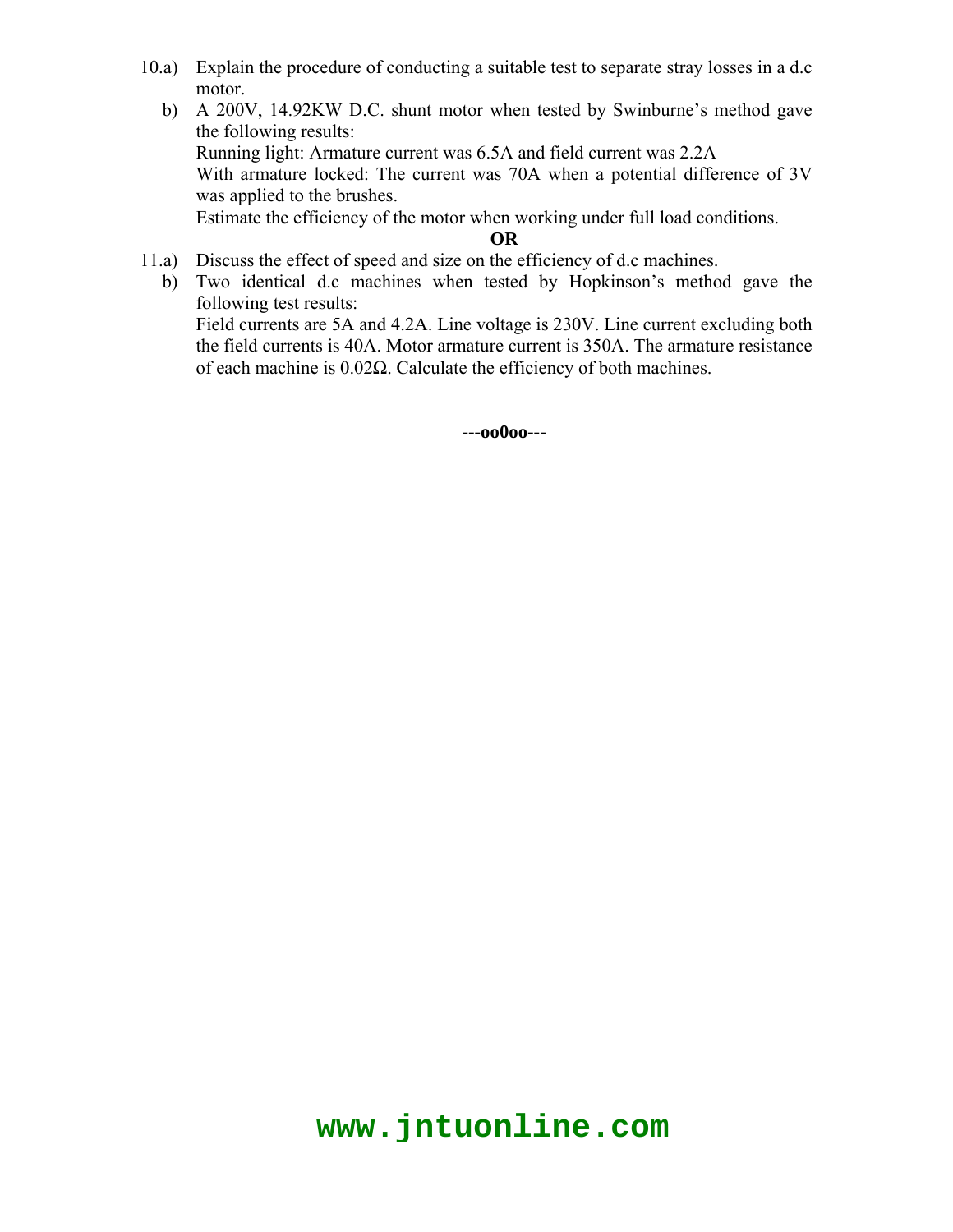10.a) Explain the procedure of conducting a suitable test to separate stray losses in a d.c motor.

b) A 200V, 14.92KW D.C. shunt motor when tested by Swinburne's method gave the following results:
Running light: Armature current was 6.5A and field current was 2.2A
With armature locked: The current was 70A when a potential difference of 3V was applied to the brushes.
Estimate the efficiency of the motor when working under full load conditions.

**OR**

11.a) Discuss the effect of speed and size on the efficiency of d.c machines.

b) Two identical d.c machines when tested by Hopkinson's method gave the following test results:
Field currents are 5A and 4.2A. Line voltage is 230V. Line current excluding both the field currents is 40A. Motor armature current is 350A. The armature resistance of each machine is 0.02Ω. Calculate the efficiency of both machines.

**---oo0oo---**